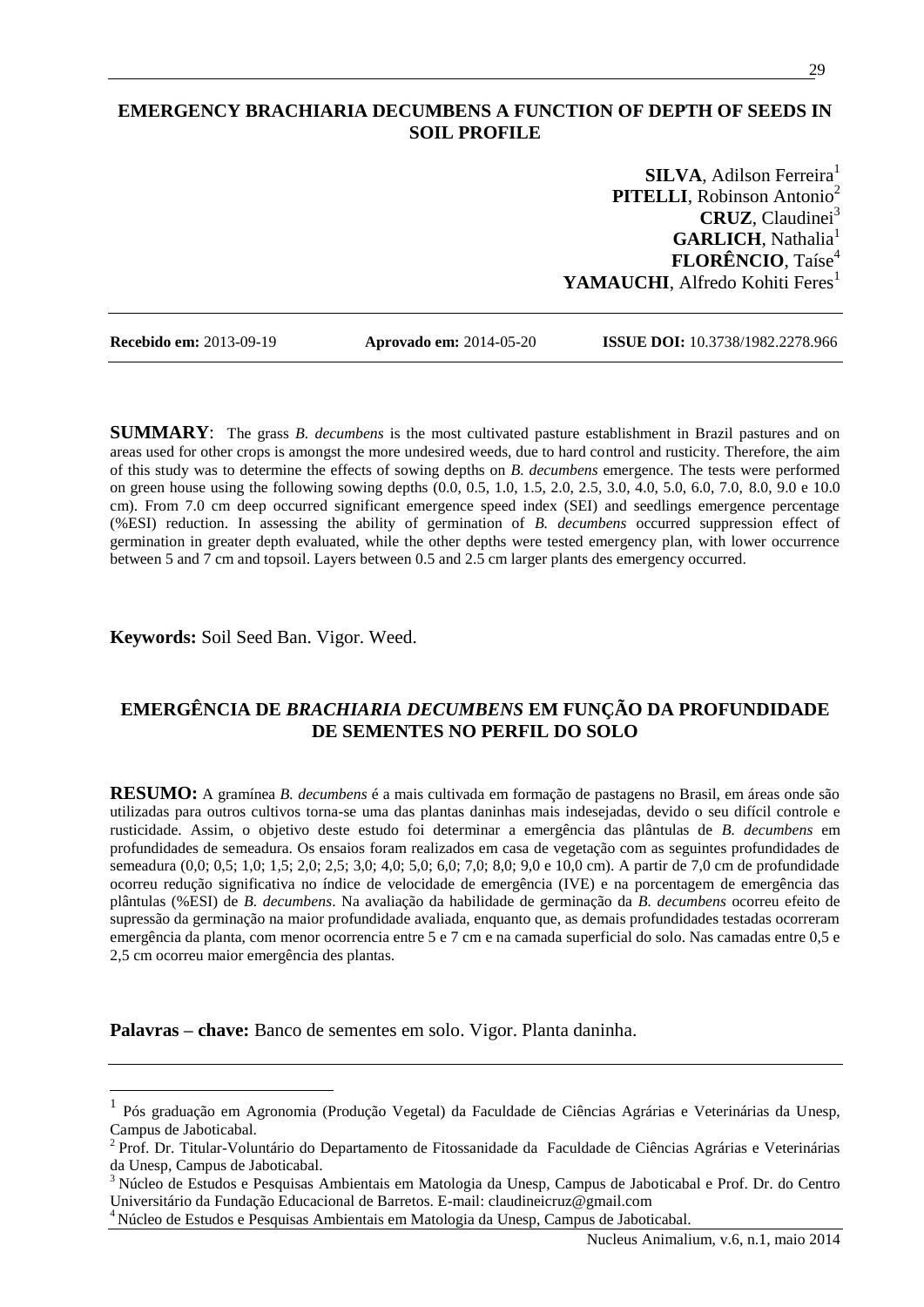# EMERGENCY BRACHIARIA DECUMBENS A FUNCTION OF DEPTH OF SEEDS IN SOIL PROFILE

**SILVA**, Adilson Ferreira[1]
**PITELLI**, Robinson Antonio[2]
**CRUZ**, Claudinei[3]
**GARLICH**, Nathalia[1]
**FLORÊNCIO**, Taíse[4]
**YAMAUCHI**, Alfredo Kohiti Feres[1]

**Recebido em:** 2013-09-19 **Aprovado em:** 2014-05-20 **ISSUE DOI:** 10.3738/1982.2278.966

**SUMMARY**: The grass *B. decumbens* is the most cultivated pasture establishment in Brazil pastures and on areas used for other crops is amongst the more undesired weeds, due to hard control and rusticity. Therefore, the aim of this study was to determine the effects of sowing depths on *B. decumbens* emergence. The tests were performed on green house using the following sowing depths (0.0, 0.5, 1.0, 1.5, 2.0, 2.5, 3.0, 4.0, 5.0, 6.0, 7.0, 8.0, 9.0 e 10.0 cm). From 7.0 cm deep occurred significant emergence speed index (SEI) and seedlings emergence percentage (%ESI) reduction. In assessing the ability of germination of *B. decumbens* occurred suppression effect of germination in greater depth evaluated, while the other depths were tested emergency plan, with lower occurrence between 5 and 7 cm and topsoil. Layers between 0.5 and 2.5 cm larger plants des emergency occurred.

**Keywords:** Soil Seed Ban. Vigor. Weed.

# EMERGÊNCIA DE *BRACHIARIA DECUMBENS* EM FUNÇÃO DA PROFUNDIDADE DE SEMENTES NO PERFIL DO SOLO

**RESUMO:** A gramínea *B. decumbens* é a mais cultivada em formação de pastagens no Brasil, em áreas onde são utilizadas para outros cultivos torna-se uma das plantas daninhas mais indesejadas, devido o seu difícil controle e rusticidade. Assim, o objetivo deste estudo foi determinar a emergência das plântulas de *B. decumbens* em profundidades de semeadura. Os ensaios foram realizados em casa de vegetação com as seguintes profundidades de semeadura (0,0; 0,5; 1,0; 1,5; 2,0; 2,5; 3,0; 4,0; 5,0; 6,0; 7,0; 8,0; 9,0 e 10,0 cm). A partir de 7,0 cm de profundidade ocorreu redução significativa no índice de velocidade de emergência (IVE) e na porcentagem de emergência das plântulas (%ESI) de *B. decumbens*. Na avaliação da habilidade de germinação da *B. decumbens* ocorreu efeito de supressão da germinação na maior profundidade avaliada, enquanto que, as demais profundidades testadas ocorreram emergência da planta, com menor ocorrencia entre 5 e 7 cm e na camada superficial do solo. Nas camadas entre 0,5 e 2,5 cm ocorreu maior emergência des plantas.

**Palavras – chave:** Banco de sementes em solo. Vigor. Planta daninha.

---

[1] Pós graduação em Agronomia (Produção Vegetal) da Faculdade de Ciências Agrárias e Veterinárias da Unesp, Campus de Jaboticabal.

[2] Prof. Dr. Titular-Voluntário do Departamento de Fitossanidade da Faculdade de Ciências Agrárias e Veterinárias da Unesp, Campus de Jaboticabal.

[3] Núcleo de Estudos e Pesquisas Ambientais em Matologia da Unesp, Campus de Jaboticabal e Prof. Dr. do Centro Universitário da Fundação Educacional de Barretos. E-mail: claudineicruz@gmail.com

[4] Núcleo de Estudos e Pesquisas Ambientais em Matologia da Unesp, Campus de Jaboticabal.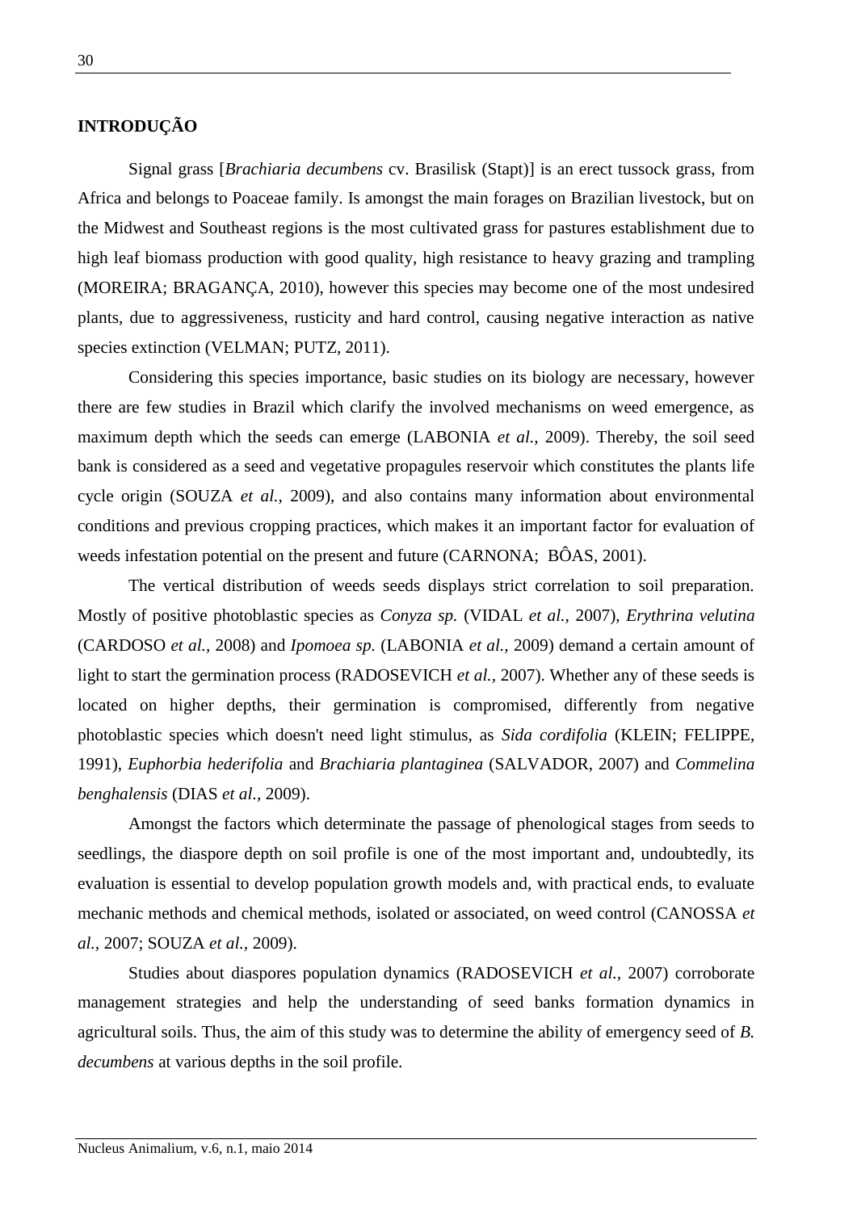## INTRODUÇÃO

Signal grass [*Brachiaria decumbens* cv. Brasilisk (Stapt)] is an erect tussock grass, from Africa and belongs to Poaceae family. Is amongst the main forages on Brazilian livestock, but on the Midwest and Southeast regions is the most cultivated grass for pastures establishment due to high leaf biomass production with good quality, high resistance to heavy grazing and trampling (MOREIRA; BRAGANÇA, 2010), however this species may become one of the most undesired plants, due to aggressiveness, rusticity and hard control, causing negative interaction as native species extinction (VELMAN; PUTZ, 2011).

Considering this species importance, basic studies on its biology are necessary, however there are few studies in Brazil which clarify the involved mechanisms on weed emergence, as maximum depth which the seeds can emerge (LABONIA *et al.*, 2009). Thereby, the soil seed bank is considered as a seed and vegetative propagules reservoir which constitutes the plants life cycle origin (SOUZA *et al.*, 2009), and also contains many information about environmental conditions and previous cropping practices, which makes it an important factor for evaluation of weeds infestation potential on the present and future (CARNONA; BÔAS, 2001).

The vertical distribution of weeds seeds displays strict correlation to soil preparation. Mostly of positive photoblastic species as *Conyza sp.* (VIDAL *et al.,* 2007), *Erythrina velutina* (CARDOSO *et al.*, 2008) and *Ipomoea sp.* (LABONIA *et al.*, 2009) demand a certain amount of light to start the germination process (RADOSEVICH *et al.*, 2007). Whether any of these seeds is located on higher depths, their germination is compromised, differently from negative photoblastic species which doesn't need light stimulus, as *Sida cordifolia* (KLEIN; FELIPPE, 1991), *Euphorbia hederifolia* and *Brachiaria plantaginea* (SALVADOR, 2007) and *Commelina benghalensis* (DIAS *et al.*, 2009).

Amongst the factors which determinate the passage of phenological stages from seeds to seedlings, the diaspore depth on soil profile is one of the most important and, undoubtedly, its evaluation is essential to develop population growth models and, with practical ends, to evaluate mechanic methods and chemical methods, isolated or associated, on weed control (CANOSSA *et al.,* 2007; SOUZA *et al.,* 2009).

Studies about diaspores population dynamics (RADOSEVICH *et al.,* 2007) corroborate management strategies and help the understanding of seed banks formation dynamics in agricultural soils. Thus, the aim of this study was to determine the ability of emergency seed of *B. decumbens* at various depths in the soil profile.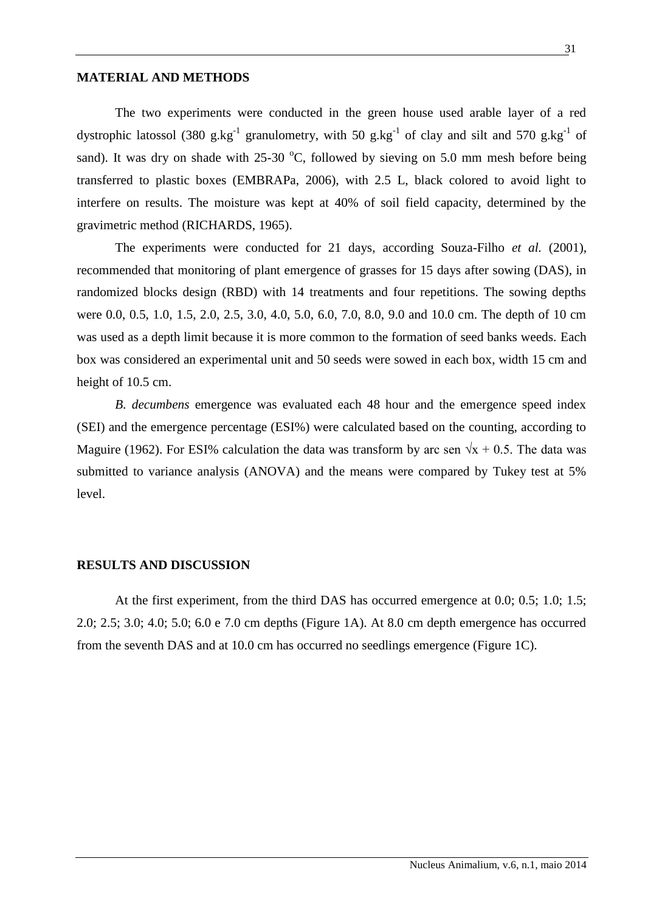## MATERIAL AND METHODS

The two experiments were conducted in the green house used arable layer of a red dystrophic latossol (380 g.kg$^{-1}$ granulometry, with 50 g.kg$^{-1}$ of clay and silt and 570 g.kg$^{-1}$ of sand). It was dry on shade with 25-30 °C, followed by sieving on 5.0 mm mesh before being transferred to plastic boxes (EMBRAPa, 2006), with 2.5 L, black colored to avoid light to interfere on results. The moisture was kept at 40% of soil field capacity, determined by the gravimetric method (RICHARDS, 1965).

The experiments were conducted for 21 days, according Souza-Filho *et al.* (2001), recommended that monitoring of plant emergence of grasses for 15 days after sowing (DAS), in randomized blocks design (RBD) with 14 treatments and four repetitions. The sowing depths were 0.0, 0.5, 1.0, 1.5, 2.0, 2.5, 3.0, 4.0, 5.0, 6.0, 7.0, 8.0, 9.0 and 10.0 cm. The depth of 10 cm was used as a depth limit because it is more common to the formation of seed banks weeds. Each box was considered an experimental unit and 50 seeds were sowed in each box, width 15 cm and height of 10.5 cm.

*B. decumbens* emergence was evaluated each 48 hour and the emergence speed index (SEI) and the emergence percentage (ESI%) were calculated based on the counting, according to Maguire (1962). For ESI% calculation the data was transform by arc sen $\sqrt{x} + 0.5$. The data was submitted to variance analysis (ANOVA) and the means were compared by Tukey test at 5% level.

## RESULTS AND DISCUSSION

At the first experiment, from the third DAS has occurred emergence at 0.0; 0.5; 1.0; 1.5; 2.0; 2.5; 3.0; 4.0; 5.0; 6.0 e 7.0 cm depths (Figure 1A). At 8.0 cm depth emergence has occurred from the seventh DAS and at 10.0 cm has occurred no seedlings emergence (Figure 1C).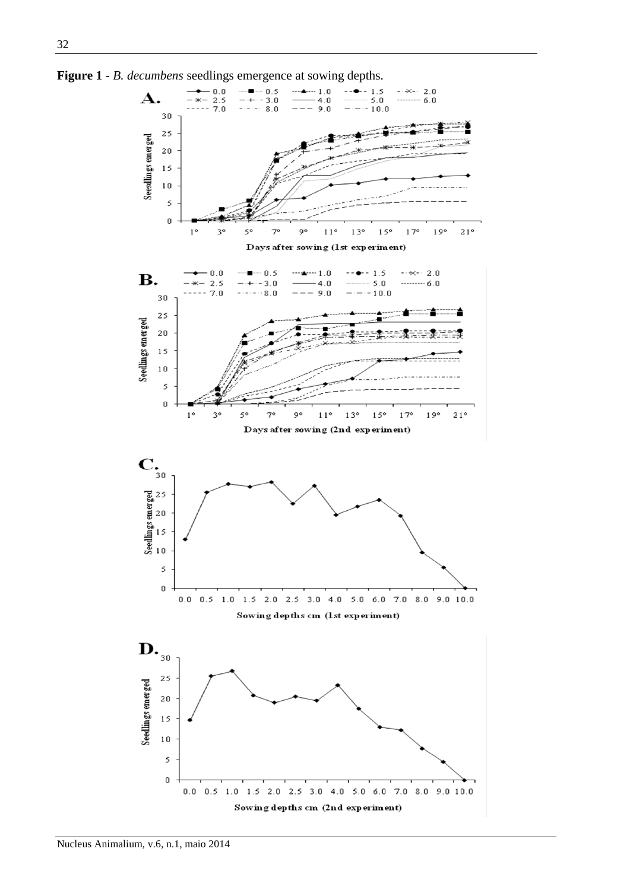**Figure 1** - *B. decumbens* seedlings emergence at sowing depths.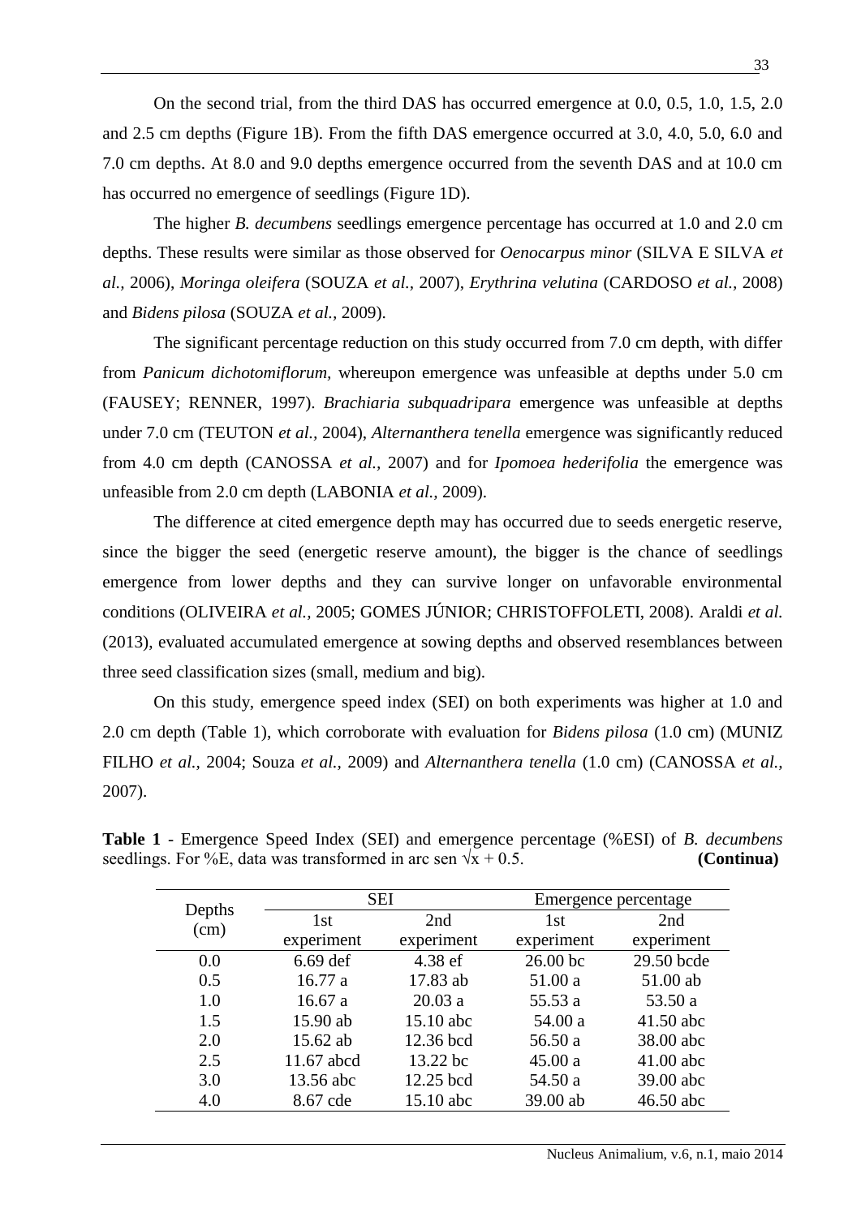On the second trial, from the third DAS has occurred emergence at 0.0, 0.5, 1.0, 1.5, 2.0 and 2.5 cm depths (Figure 1B). From the fifth DAS emergence occurred at 3.0, 4.0, 5.0, 6.0 and 7.0 cm depths. At 8.0 and 9.0 depths emergence occurred from the seventh DAS and at 10.0 cm has occurred no emergence of seedlings (Figure 1D).

The higher *B. decumbens* seedlings emergence percentage has occurred at 1.0 and 2.0 cm depths. These results were similar as those observed for *Oenocarpus minor* (SILVA E SILVA *et al.,* 2006), *Moringa oleifera* (SOUZA *et al.,* 2007), *Erythrina velutina* (CARDOSO *et al.,* 2008) and *Bidens pilosa* (SOUZA *et al.,* 2009).

The significant percentage reduction on this study occurred from 7.0 cm depth, with differ from *Panicum dichotomiflorum,* whereupon emergence was unfeasible at depths under 5.0 cm (FAUSEY; RENNER, 1997). *Brachiaria subquadripara* emergence was unfeasible at depths under 7.0 cm (TEUTON *et al.,* 2004), *Alternanthera tenella* emergence was significantly reduced from 4.0 cm depth (CANOSSA *et al.,* 2007) and for *Ipomoea hederifolia* the emergence was unfeasible from 2.0 cm depth (LABONIA *et al.,* 2009).

The difference at cited emergence depth may has occurred due to seeds energetic reserve, since the bigger the seed (energetic reserve amount), the bigger is the chance of seedlings emergence from lower depths and they can survive longer on unfavorable environmental conditions (OLIVEIRA *et al.,* 2005; GOMES JÚNIOR; CHRISTOFFOLETI, 2008). Araldi *et al.* (2013), evaluated accumulated emergence at sowing depths and observed resemblances between three seed classification sizes (small, medium and big).

On this study, emergence speed index (SEI) on both experiments was higher at 1.0 and 2.0 cm depth (Table 1), which corroborate with evaluation for *Bidens pilosa* (1.0 cm) (MUNIZ FILHO *et al.,* 2004; Souza *et al.,* 2009) and *Alternanthera tenella* (1.0 cm) (CANOSSA *et al.,* 2007).

**Table 1** - Emergence Speed Index (SEI) and emergence percentage (%ESI) of *B. decumbens* seedlings. For %E, data was transformed in arc sen $\sqrt{x} + 0.5$. **(Continua)**

| Depths (cm) | SEI | | Emergence percentage | |
|---|---|---|---|---|
| | 1st experiment | 2nd experiment | 1st experiment | 2nd experiment |
| 0.0 | 6.69 def | 4.38 ef | 26.00 bc | 29.50 bcde |
| 0.5 | 16.77 a | 17.83 ab | 51.00 a | 51.00 ab |
| 1.0 | 16.67 a | 20.03 a | 55.53 a | 53.50 a |
| 1.5 | 15.90 ab | 15.10 abc | 54.00 a | 41.50 abc |
| 2.0 | 15.62 ab | 12.36 bcd | 56.50 a | 38.00 abc |
| 2.5 | 11.67 abcd | 13.22 bc | 45.00 a | 41.00 abc |
| 3.0 | 13.56 abc | 12.25 bcd | 54.50 a | 39.00 abc |
| 4.0 | 8.67 cde | 15.10 abc | 39.00 ab | 46.50 abc |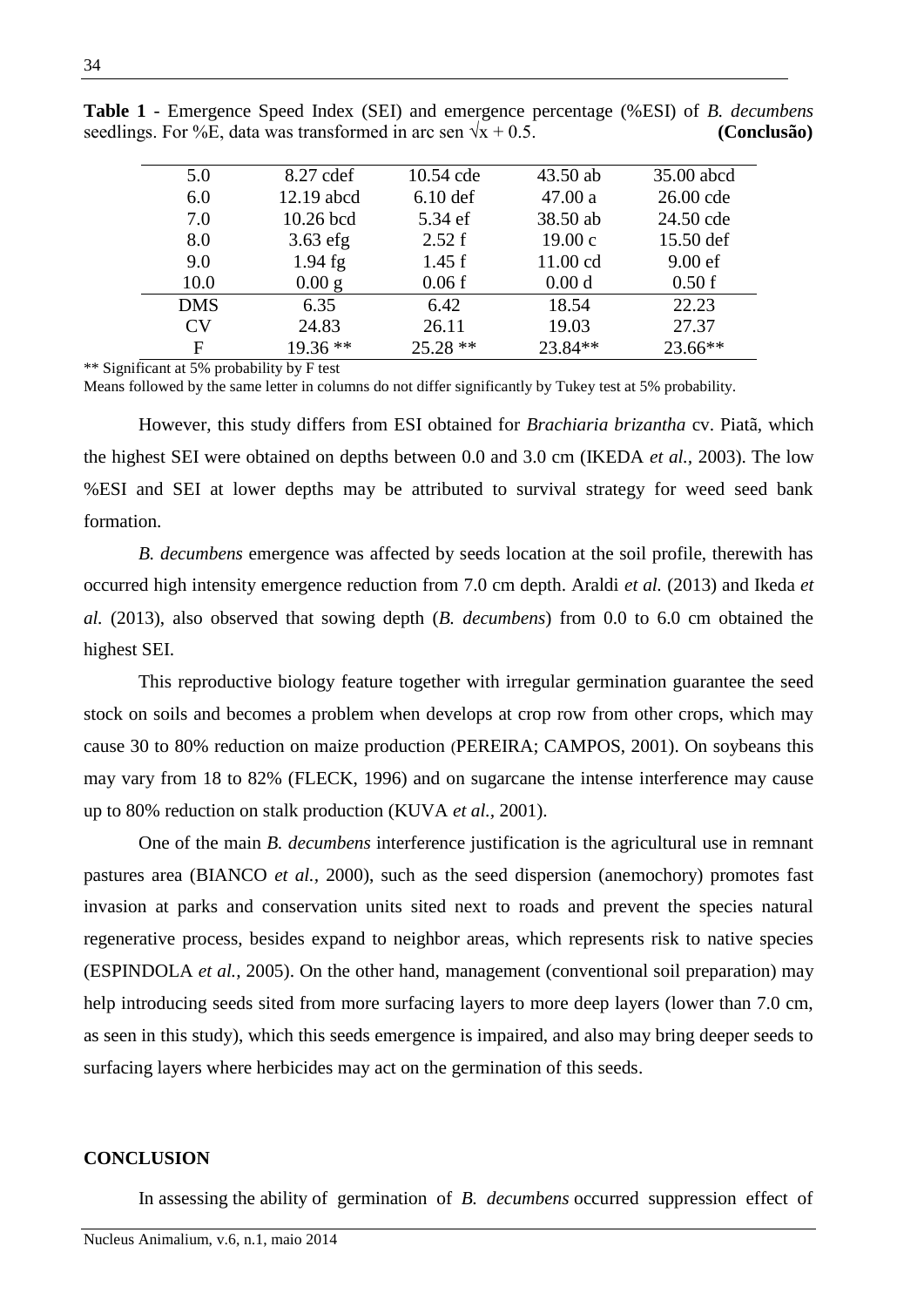**Table 1** - Emergence Speed Index (SEI) and emergence percentage (%ESI) of *B. decumbens* seedlings. For %E, data was transformed in arc sen $\sqrt{x + 0.5}$. **(Conclusão)**

| | | | | |
|---|---|---|---|---|
| 5.0 | 8.27 cdef | 10.54 cde | 43.50 ab | 35.00 abcd |
| 6.0 | 12.19 abcd | 6.10 def | 47.00 a | 26.00 cde |
| 7.0 | 10.26 bcd | 5.34 ef | 38.50 ab | 24.50 cde |
| 8.0 | 3.63 efg | 2.52 f | 19.00 c | 15.50 def |
| 9.0 | 1.94 fg | 1.45 f | 11.00 cd | 9.00 ef |
| 10.0 | 0.00 g | 0.06 f | 0.00 d | 0.50 f |
| DMS | 6.35 | 6.42 | 18.54 | 22.23 |
| CV | 24.83 | 26.11 | 19.03 | 27.37 |
| F | 19.36 ** | 25.28 ** | 23.84** | 23.66** |

** Significant at 5% probability by F test

Means followed by the same letter in columns do not differ significantly by Tukey test at 5% probability.

However, this study differs from ESI obtained for *Brachiaria brizantha* cv. Piatã, which the highest SEI were obtained on depths between 0.0 and 3.0 cm (IKEDA *et al.*, 2003). The low %ESI and SEI at lower depths may be attributed to survival strategy for weed seed bank formation.

*B. decumbens* emergence was affected by seeds location at the soil profile, therewith has occurred high intensity emergence reduction from 7.0 cm depth. Araldi *et al.* (2013) and Ikeda *et al.* (2013), also observed that sowing depth (*B. decumbens*) from 0.0 to 6.0 cm obtained the highest SEI.

This reproductive biology feature together with irregular germination guarantee the seed stock on soils and becomes a problem when develops at crop row from other crops, which may cause 30 to 80% reduction on maize production (PEREIRA; CAMPOS, 2001). On soybeans this may vary from 18 to 82% (FLECK, 1996) and on sugarcane the intense interference may cause up to 80% reduction on stalk production (KUVA *et al.*, 2001).

One of the main *B. decumbens* interference justification is the agricultural use in remnant pastures area (BIANCO *et al.*, 2000), such as the seed dispersion (anemochory) promotes fast invasion at parks and conservation units sited next to roads and prevent the species natural regenerative process, besides expand to neighbor areas, which represents risk to native species (ESPINDOLA *et al.*, 2005). On the other hand, management (conventional soil preparation) may help introducing seeds sited from more surfacing layers to more deep layers (lower than 7.0 cm, as seen in this study), which this seeds emergence is impaired, and also may bring deeper seeds to surfacing layers where herbicides may act on the germination of this seeds.

## CONCLUSION

In assessing the ability of germination of *B. decumbens* occurred suppression effect of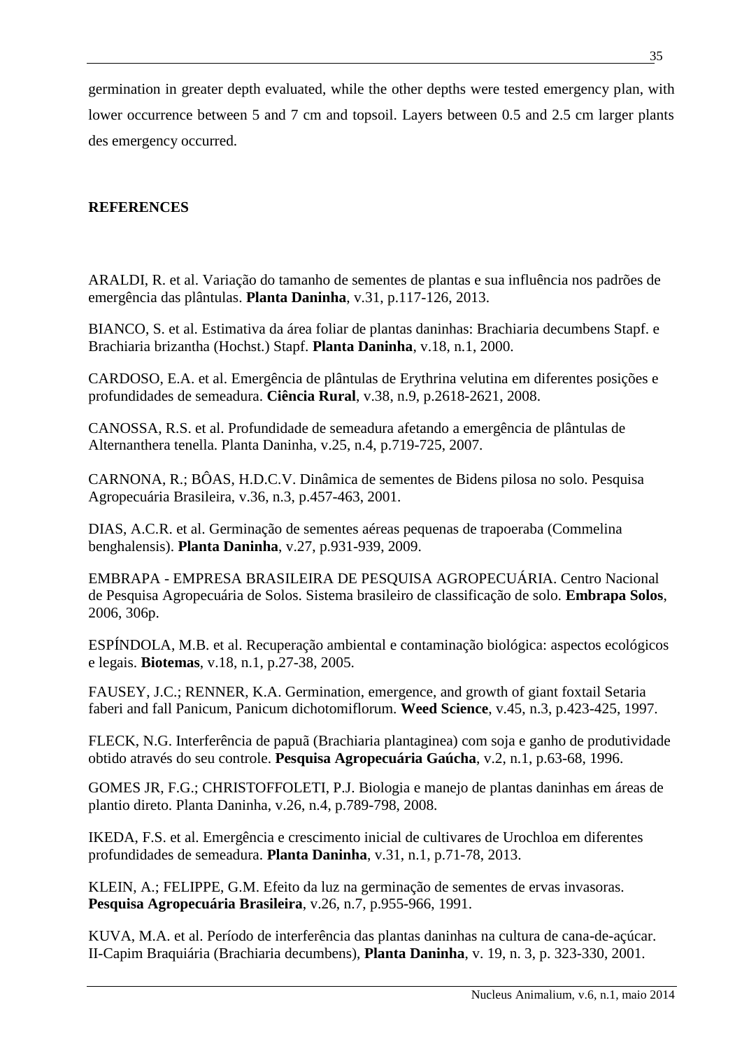germination in greater depth evaluated, while the other depths were tested emergency plan, with lower occurrence between 5 and 7 cm and topsoil. Layers between 0.5 and 2.5 cm larger plants des emergency occurred.

## REFERENCES

ARALDI, R. et al. Variação do tamanho de sementes de plantas e sua influência nos padrões de emergência das plântulas. **Planta Daninha**, v.31, p.117-126, 2013.

BIANCO, S. et al. Estimativa da área foliar de plantas daninhas: Brachiaria decumbens Stapf. e Brachiaria brizantha (Hochst.) Stapf. **Planta Daninha**, v.18, n.1, 2000.

CARDOSO, E.A. et al. Emergência de plântulas de Erythrina velutina em diferentes posições e profundidades de semeadura. **Ciência Rural**, v.38, n.9, p.2618-2621, 2008.

CANOSSA, R.S. et al. Profundidade de semeadura afetando a emergência de plântulas de Alternanthera tenella. Planta Daninha, v.25, n.4, p.719-725, 2007.

CARNONA, R.; BÔAS, H.D.C.V. Dinâmica de sementes de Bidens pilosa no solo. Pesquisa Agropecuária Brasileira, v.36, n.3, p.457-463, 2001.

DIAS, A.C.R. et al. Germinação de sementes aéreas pequenas de trapoeraba (Commelina benghalensis). **Planta Daninha**, v.27, p.931-939, 2009.

EMBRAPA - EMPRESA BRASILEIRA DE PESQUISA AGROPECUÁRIA. Centro Nacional de Pesquisa Agropecuária de Solos. Sistema brasileiro de classificação de solo. **Embrapa Solos**, 2006, 306p.

ESPÍNDOLA, M.B. et al. Recuperação ambiental e contaminação biológica: aspectos ecológicos e legais. **Biotemas**, v.18, n.1, p.27-38, 2005.

FAUSEY, J.C.; RENNER, K.A. Germination, emergence, and growth of giant foxtail Setaria faberi and fall Panicum, Panicum dichotomiflorum. **Weed Science**, v.45, n.3, p.423-425, 1997.

FLECK, N.G. Interferência de papuã (Brachiaria plantaginea) com soja e ganho de produtividade obtido através do seu controle. **Pesquisa Agropecuária Gaúcha**, v.2, n.1, p.63-68, 1996.

GOMES JR, F.G.; CHRISTOFFOLETI, P.J. Biologia e manejo de plantas daninhas em áreas de plantio direto. Planta Daninha, v.26, n.4, p.789-798, 2008.

IKEDA, F.S. et al. Emergência e crescimento inicial de cultivares de Urochloa em diferentes profundidades de semeadura. **Planta Daninha**, v.31, n.1, p.71-78, 2013.

KLEIN, A.; FELIPPE, G.M. Efeito da luz na germinação de sementes de ervas invasoras. **Pesquisa Agropecuária Brasileira**, v.26, n.7, p.955-966, 1991.

KUVA, M.A. et al. Período de interferência das plantas daninhas na cultura de cana-de-açúcar. II-Capim Braquiária (Brachiaria decumbens), **Planta Daninha**, v. 19, n. 3, p. 323-330, 2001.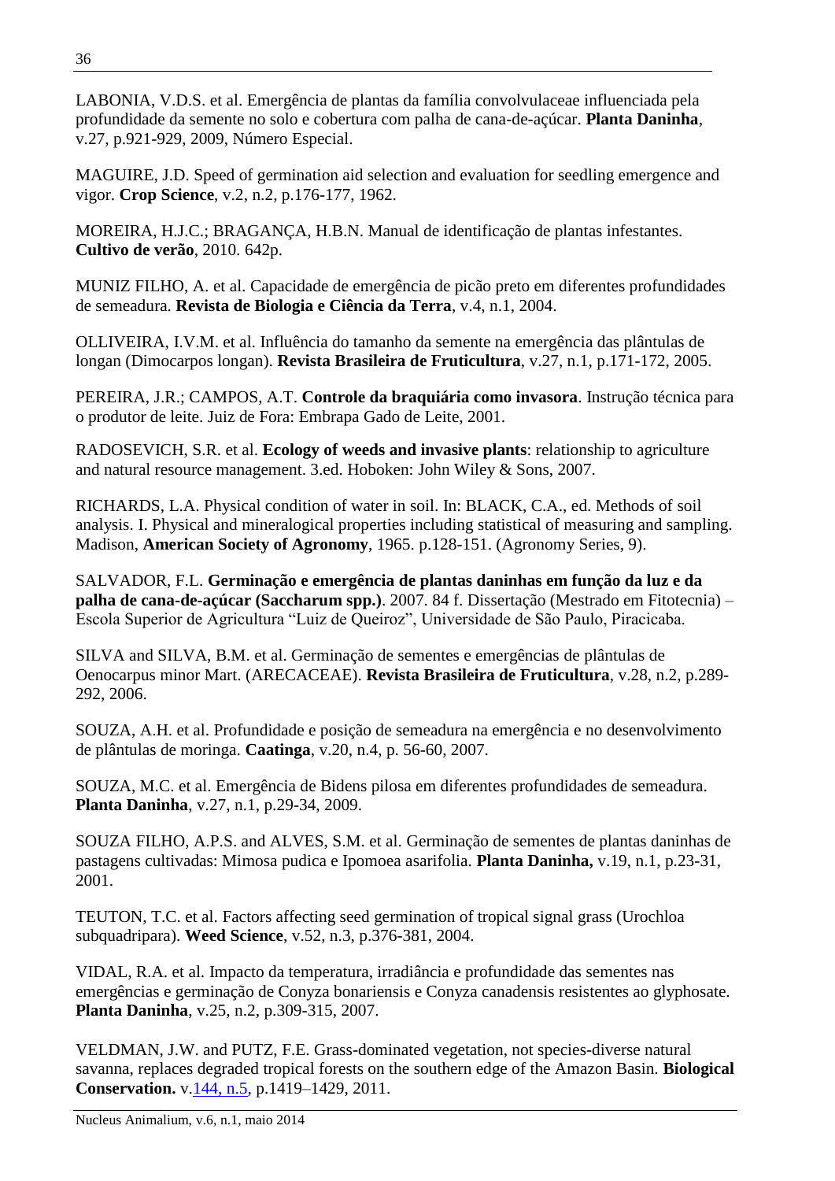LABONIA, V.D.S. et al. Emergência de plantas da família convolvulaceae influenciada pela profundidade da semente no solo e cobertura com palha de cana-de-açúcar. **Planta Daninha**, v.27, p.921-929, 2009, Número Especial.

MAGUIRE, J.D. Speed of germination aid selection and evaluation for seedling emergence and vigor. **Crop Science**, v.2, n.2, p.176-177, 1962.

MOREIRA, H.J.C.; BRAGANÇA, H.B.N. Manual de identificação de plantas infestantes. **Cultivo de verão**, 2010. 642p.

MUNIZ FILHO, A. et al. Capacidade de emergência de picão preto em diferentes profundidades de semeadura. **Revista de Biologia e Ciência da Terra**, v.4, n.1, 2004.

OLLIVEIRA, I.V.M. et al. Influência do tamanho da semente na emergência das plântulas de longan (Dimocarpos longan). **Revista Brasileira de Fruticultura**, v.27, n.1, p.171-172, 2005.

PEREIRA, J.R.; CAMPOS, A.T. **Controle da braquiária como invasora**. Instrução técnica para o produtor de leite. Juiz de Fora: Embrapa Gado de Leite, 2001.

RADOSEVICH, S.R. et al. **Ecology of weeds and invasive plants**: relationship to agriculture and natural resource management. 3.ed. Hoboken: John Wiley & Sons, 2007.

RICHARDS, L.A. Physical condition of water in soil. In: BLACK, C.A., ed. Methods of soil analysis. I. Physical and mineralogical properties including statistical of measuring and sampling. Madison, **American Society of Agronomy**, 1965. p.128-151. (Agronomy Series, 9).

SALVADOR, F.L. **Germinação e emergência de plantas daninhas em função da luz e da palha de cana-de-açúcar (Saccharum spp.)**. 2007. 84 f. Dissertação (Mestrado em Fitotecnia) – Escola Superior de Agricultura “Luiz de Queiroz”, Universidade de São Paulo, Piracicaba.

SILVA and SILVA, B.M. et al. Germinação de sementes e emergências de plântulas de Oenocarpus minor Mart. (ARECACEAE). **Revista Brasileira de Fruticultura**, v.28, n.2, p.289-292, 2006.

SOUZA, A.H. et al. Profundidade e posição de semeadura na emergência e no desenvolvimento de plântulas de moringa. **Caatinga**, v.20, n.4, p. 56-60, 2007.

SOUZA, M.C. et al. Emergência de Bidens pilosa em diferentes profundidades de semeadura. **Planta Daninha**, v.27, n.1, p.29-34, 2009.

SOUZA FILHO, A.P.S. and ALVES, S.M. et al. Germinação de sementes de plantas daninhas de pastagens cultivadas: Mimosa pudica e Ipomoea asarifolia. **Planta Daninha,** v.19, n.1, p.23-31, 2001.

TEUTON, T.C. et al. Factors affecting seed germination of tropical signal grass (Urochloa subquadripara). **Weed Science**, v.52, n.3, p.376-381, 2004.

VIDAL, R.A. et al. Impacto da temperatura, irradiância e profundidade das sementes nas emergências e germinação de Conyza bonariensis e Conyza canadensis resistentes ao glyphosate. **Planta Daninha**, v.25, n.2, p.309-315, 2007.

VELDMAN, J.W. and PUTZ, F.E. Grass-dominated vegetation, not species-diverse natural savanna, replaces degraded tropical forests on the southern edge of the Amazon Basin. **Biological Conservation.** v.144, n.5, p.1419–1429, 2011.